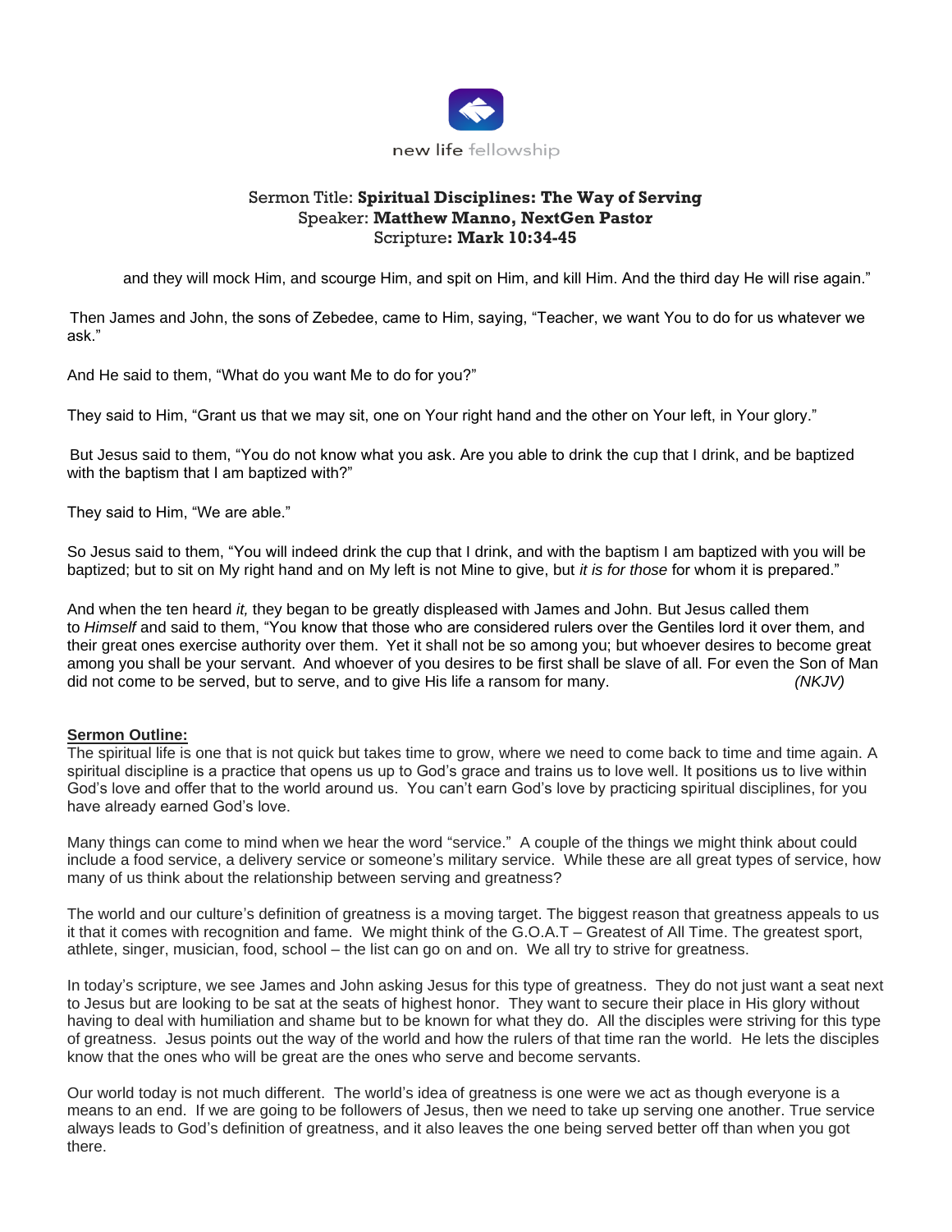new life fellowship

Sermon Title: **Spiritual Disciplines: The Way of Serving**
Speaker: **Matthew Manno, NextGen Pastor**
Scripture**: Mark 10:34-45**

and they will mock Him, and scourge Him, and spit on Him, and kill Him. And the third day He will rise again."

Then James and John, the sons of Zebedee, came to Him, saying, "Teacher, we want You to do for us whatever we ask."

And He said to them, "What do you want Me to do for you?"

They said to Him, "Grant us that we may sit, one on Your right hand and the other on Your left, in Your glory."

But Jesus said to them, "You do not know what you ask. Are you able to drink the cup that I drink, and be baptized with the baptism that I am baptized with?"

They said to Him, "We are able."

So Jesus said to them, "You will indeed drink the cup that I drink, and with the baptism I am baptized with you will be baptized; but to sit on My right hand and on My left is not Mine to give, but *it is for those* for whom it is prepared."

And when the ten heard *it,* they began to be greatly displeased with James and John. But Jesus called them to *Himself* and said to them, "You know that those who are considered rulers over the Gentiles lord it over them, and their great ones exercise authority over them. Yet it shall not be so among you; but whoever desires to become great among you shall be your servant. And whoever of you desires to be first shall be slave of all. For even the Son of Man did not come to be served, but to serve, and to give His life a ransom for many. *(NKJV)*

**Sermon Outline:**

The spiritual life is one that is not quick but takes time to grow, where we need to come back to time and time again. A spiritual discipline is a practice that opens us up to God's grace and trains us to love well. It positions us to live within God's love and offer that to the world around us. You can't earn God's love by practicing spiritual disciplines, for you have already earned God's love.

Many things can come to mind when we hear the word "service." A couple of the things we might think about could include a food service, a delivery service or someone's military service. While these are all great types of service, how many of us think about the relationship between serving and greatness?

The world and our culture's definition of greatness is a moving target. The biggest reason that greatness appeals to us it that it comes with recognition and fame. We might think of the G.O.A.T – Greatest of All Time. The greatest sport, athlete, singer, musician, food, school – the list can go on and on. We all try to strive for greatness.

In today's scripture, we see James and John asking Jesus for this type of greatness. They do not just want a seat next to Jesus but are looking to be sat at the seats of highest honor. They want to secure their place in His glory without having to deal with humiliation and shame but to be known for what they do. All the disciples were striving for this type of greatness. Jesus points out the way of the world and how the rulers of that time ran the world. He lets the disciples know that the ones who will be great are the ones who serve and become servants.

Our world today is not much different. The world's idea of greatness is one were we act as though everyone is a means to an end. If we are going to be followers of Jesus, then we need to take up serving one another. True service always leads to God's definition of greatness, and it also leaves the one being served better off than when you got there.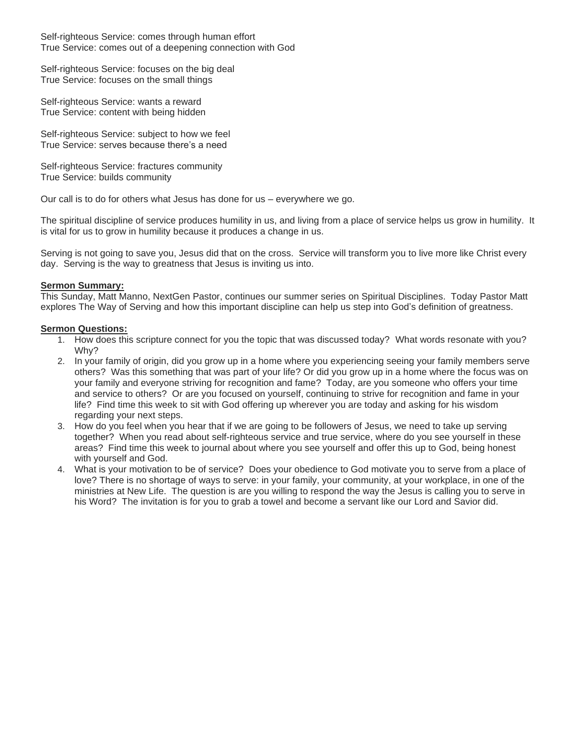Self-righteous Service: comes through human effort
True Service: comes out of a deepening connection with God

Self-righteous Service: focuses on the big deal
True Service: focuses on the small things

Self-righteous Service: wants a reward
True Service: content with being hidden

Self-righteous Service: subject to how we feel
True Service: serves because there's a need

Self-righteous Service: fractures community
True Service: builds community

Our call is to do for others what Jesus has done for us – everywhere we go.

The spiritual discipline of service produces humility in us, and living from a place of service helps us grow in humility. It is vital for us to grow in humility because it produces a change in us.

Serving is not going to save you, Jesus did that on the cross. Service will transform you to live more like Christ every day. Serving is the way to greatness that Jesus is inviting us into.

**Sermon Summary:**
This Sunday, Matt Manno, NextGen Pastor, continues our summer series on Spiritual Disciplines. Today Pastor Matt explores The Way of Serving and how this important discipline can help us step into God's definition of greatness.

**Sermon Questions:**

1. How does this scripture connect for you the topic that was discussed today? What words resonate with you? Why?
2. In your family of origin, did you grow up in a home where you experiencing seeing your family members serve others? Was this something that was part of your life? Or did you grow up in a home where the focus was on your family and everyone striving for recognition and fame? Today, are you someone who offers your time and service to others? Or are you focused on yourself, continuing to strive for recognition and fame in your life? Find time this week to sit with God offering up wherever you are today and asking for his wisdom regarding your next steps.
3. How do you feel when you hear that if we are going to be followers of Jesus, we need to take up serving together? When you read about self-righteous service and true service, where do you see yourself in these areas? Find time this week to journal about where you see yourself and offer this up to God, being honest with yourself and God.
4. What is your motivation to be of service? Does your obedience to God motivate you to serve from a place of love? There is no shortage of ways to serve: in your family, your community, at your workplace, in one of the ministries at New Life. The question is are you willing to respond the way the Jesus is calling you to serve in his Word? The invitation is for you to grab a towel and become a servant like our Lord and Savior did.